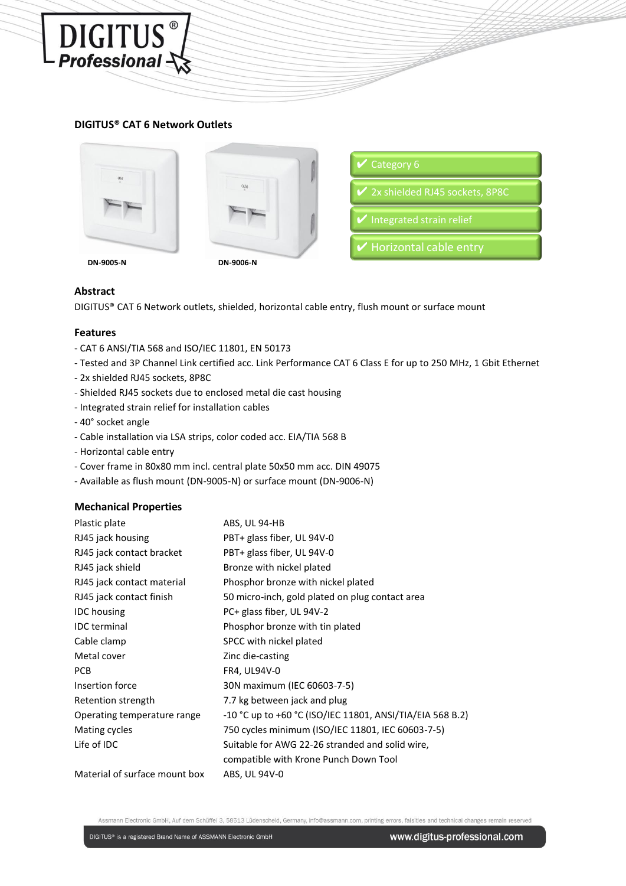## DIGITUS® CAT 6 Network Outlets

DN-9005-N

DN-9006-N

- ✔ Category 6
- ✔ 2x shielded RJ45 sockets, 8P8C
- ✔ Integrated strain relief
- ✔ Horizontal cable entry

### Abstract

DIGITUS® CAT 6 Network outlets, shielded, horizontal cable entry, flush mount or surface mount

### Features

- CAT 6 ANSI/TIA 568 and ISO/IEC 11801, EN 50173
- Tested and 3P Channel Link certified acc. Link Performance CAT 6 Class E for up to 250 MHz, 1 Gbit Ethernet
- 2x shielded RJ45 sockets, 8P8C
- Shielded RJ45 sockets due to enclosed metal die cast housing
- Integrated strain relief for installation cables
- 40° socket angle
- Cable installation via LSA strips, color coded acc. EIA/TIA 568 B
- Horizontal cable entry
- Cover frame in 80x80 mm incl. central plate 50x50 mm acc. DIN 49075
- Available as flush mount (DN-9005-N) or surface mount (DN-9006-N)

### Mechanical Properties

| | |
|---|---|
| Plastic plate | ABS, UL 94-HB |
| RJ45 jack housing | PBT+ glass fiber, UL 94V-0 |
| RJ45 jack contact bracket | PBT+ glass fiber, UL 94V-0 |
| RJ45 jack shield | Bronze with nickel plated |
| RJ45 jack contact material | Phosphor bronze with nickel plated |
| RJ45 jack contact finish | 50 micro-inch, gold plated on plug contact area |
| IDC housing | PC+ glass fiber, UL 94V-2 |
| IDC terminal | Phosphor bronze with tin plated |
| Cable clamp | SPCC with nickel plated |
| Metal cover | Zinc die-casting |
| PCB | FR4, UL94V-0 |
| Insertion force | 30N maximum (IEC 60603-7-5) |
| Retention strength | 7.7 kg between jack and plug |
| Operating temperature range | -10 °C up to +60 °C (ISO/IEC 11801, ANSI/TIA/EIA 568 B.2) |
| Mating cycles | 750 cycles minimum (ISO/IEC 11801, IEC 60603-7-5) |
| Life of IDC | Suitable for AWG 22-26 stranded and solid wire, compatible with Krone Punch Down Tool |
| Material of surface mount box | ABS, UL 94V-0 |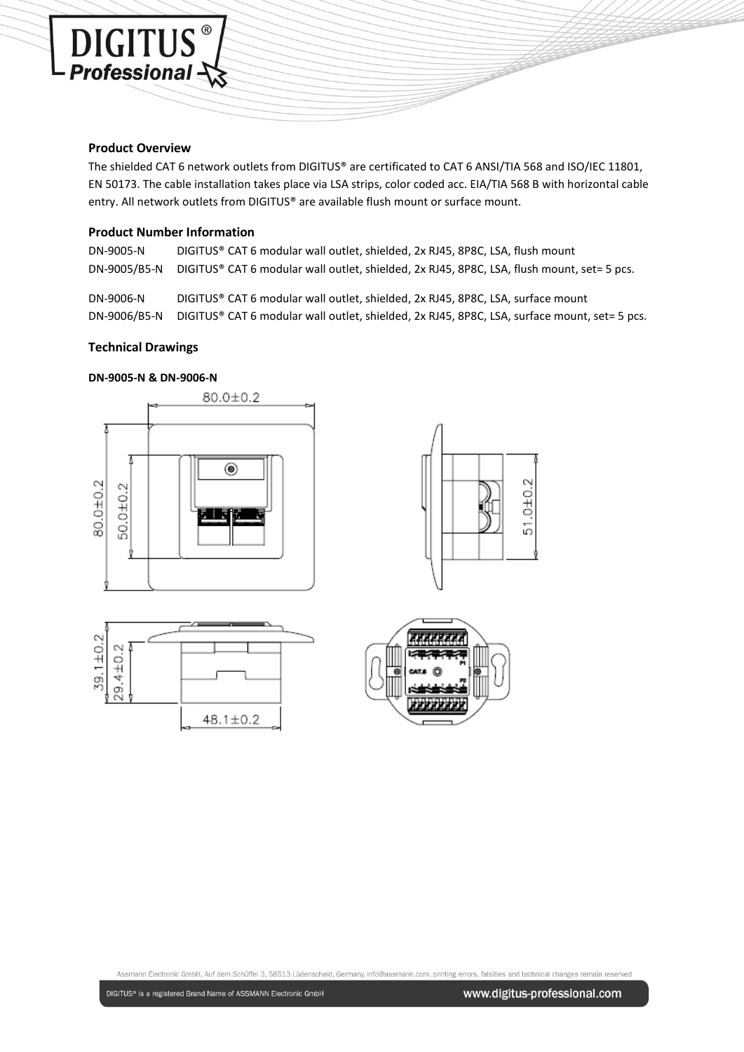## Product Overview

The shielded CAT 6 network outlets from DIGITUS® are certificated to CAT 6 ANSI/TIA 568 and ISO/IEC 11801, EN 50173. The cable installation takes place via LSA strips, color coded acc. EIA/TIA 568 B with horizontal cable entry. All network outlets from DIGITUS® are available flush mount or surface mount.

## Product Number Information

| | |
|---|---|
| DN-9005-N | DIGITUS® CAT 6 modular wall outlet, shielded, 2x RJ45, 8P8C, LSA, flush mount |
| DN-9005/B5-N | DIGITUS® CAT 6 modular wall outlet, shielded, 2x RJ45, 8P8C, LSA, flush mount, set= 5 pcs. |
| DN-9006-N | DIGITUS® CAT 6 modular wall outlet, shielded, 2x RJ45, 8P8C, LSA, surface mount |
| DN-9006/B5-N | DIGITUS® CAT 6 modular wall outlet, shielded, 2x RJ45, 8P8C, LSA, surface mount, set= 5 pcs. |

## Technical Drawings

**DN-9005-N & DN-9006-N**

80.0±0.2

80.0±0.2

50.0±0.2

51.0±0.2

39.1±0.2

29.4±0.2

48.1±0.2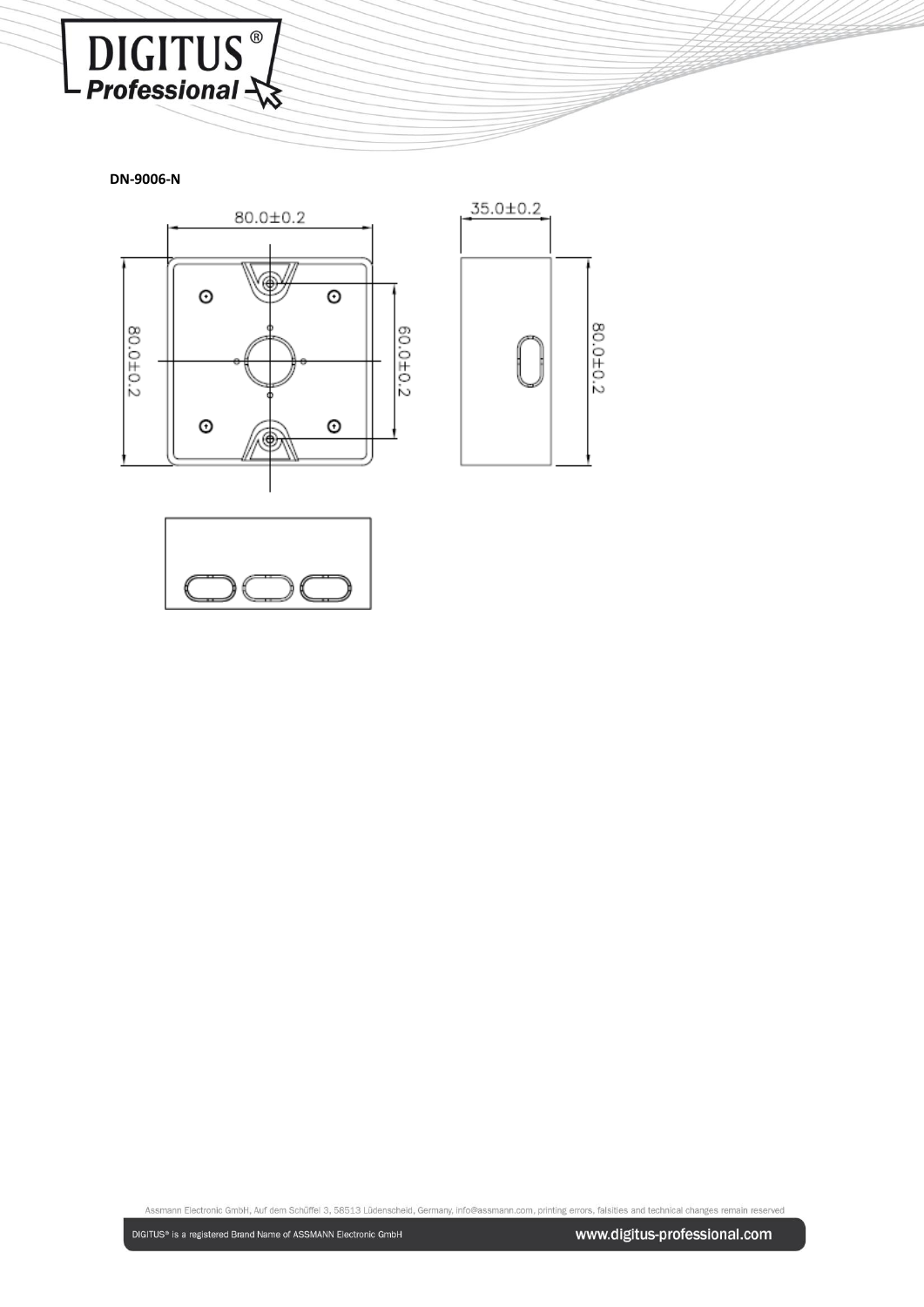**DN-9006-N**

80.0±0.2

80.0±0.2

60.0±0.2

35.0±0.2

80.0±0.2